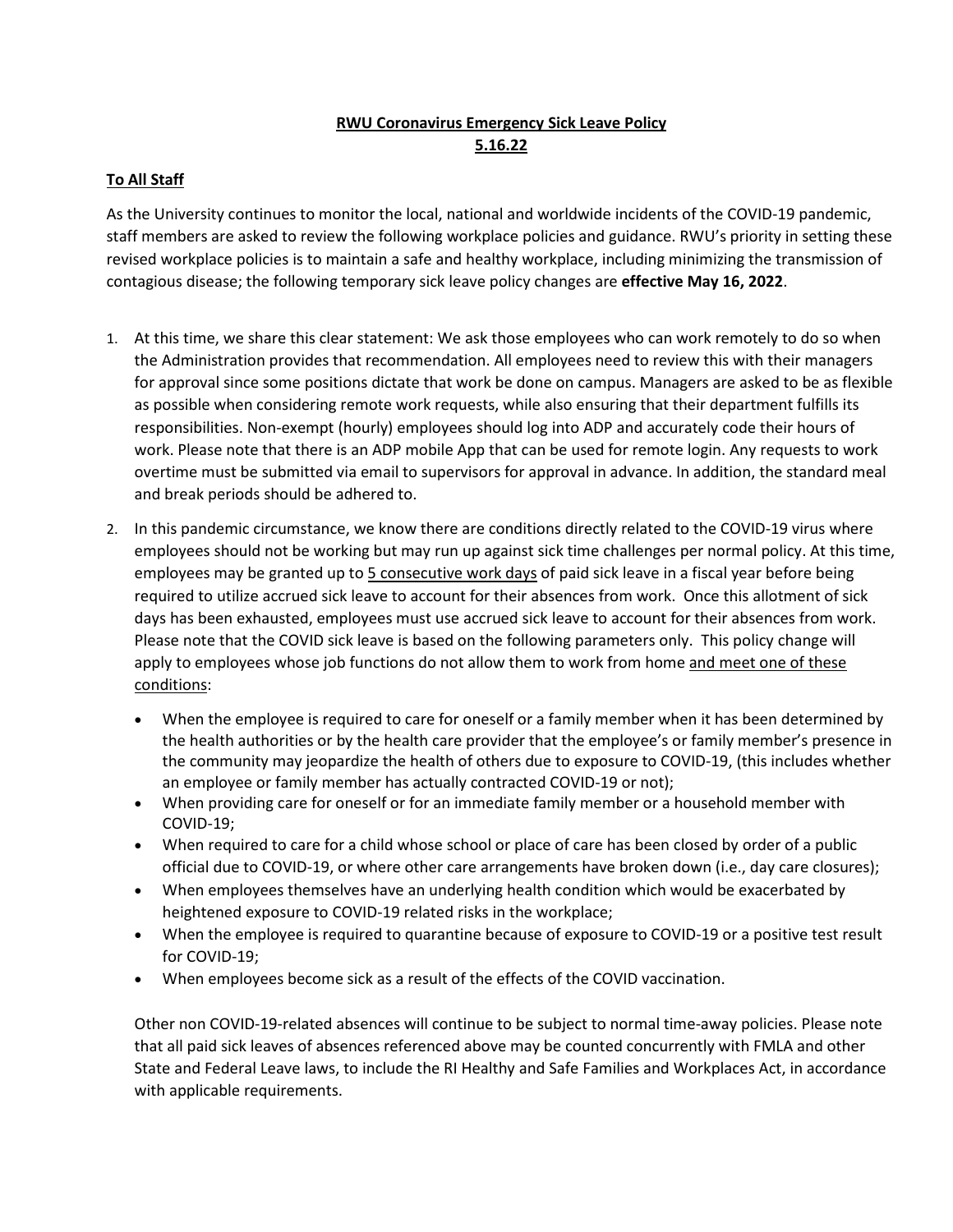# **RWU Coronavirus Emergency Sick Leave Policy**
# **5.16.22**

## **To All Staff**

As the University continues to monitor the local, national and worldwide incidents of the COVID-19 pandemic, staff members are asked to review the following workplace policies and guidance. RWU's priority in setting these revised workplace policies is to maintain a safe and healthy workplace, including minimizing the transmission of contagious disease; the following temporary sick leave policy changes are **effective May 16, 2022**.

1. At this time, we share this clear statement: We ask those employees who can work remotely to do so when the Administration provides that recommendation. All employees need to review this with their managers for approval since some positions dictate that work be done on campus. Managers are asked to be as flexible as possible when considering remote work requests, while also ensuring that their department fulfills its responsibilities. Non-exempt (hourly) employees should log into ADP and accurately code their hours of work. Please note that there is an ADP mobile App that can be used for remote login. Any requests to work overtime must be submitted via email to supervisors for approval in advance. In addition, the standard meal and break periods should be adhered to.

2. In this pandemic circumstance, we know there are conditions directly related to the COVID-19 virus where employees should not be working but may run up against sick time challenges per normal policy. At this time, employees may be granted up to <u>5 consecutive work days</u> of paid sick leave in a fiscal year before being required to utilize accrued sick leave to account for their absences from work. Once this allotment of sick days has been exhausted, employees must use accrued sick leave to account for their absences from work. Please note that the COVID sick leave is based on the following parameters only. This policy change will apply to employees whose job functions do not allow them to work from home <u>and meet one of these conditions</u>:

   - When the employee is required to care for oneself or a family member when it has been determined by the health authorities or by the health care provider that the employee's or family member's presence in the community may jeopardize the health of others due to exposure to COVID-19, (this includes whether an employee or family member has actually contracted COVID-19 or not);
   - When providing care for oneself or for an immediate family member or a household member with COVID-19;
   - When required to care for a child whose school or place of care has been closed by order of a public official due to COVID-19, or where other care arrangements have broken down (i.e., day care closures);
   - When employees themselves have an underlying health condition which would be exacerbated by heightened exposure to COVID-19 related risks in the workplace;
   - When the employee is required to quarantine because of exposure to COVID-19 or a positive test result for COVID-19;
   - When employees become sick as a result of the effects of the COVID vaccination.

   Other non COVID-19-related absences will continue to be subject to normal time-away policies. Please note that all paid sick leaves of absences referenced above may be counted concurrently with FMLA and other State and Federal Leave laws, to include the RI Healthy and Safe Families and Workplaces Act, in accordance with applicable requirements.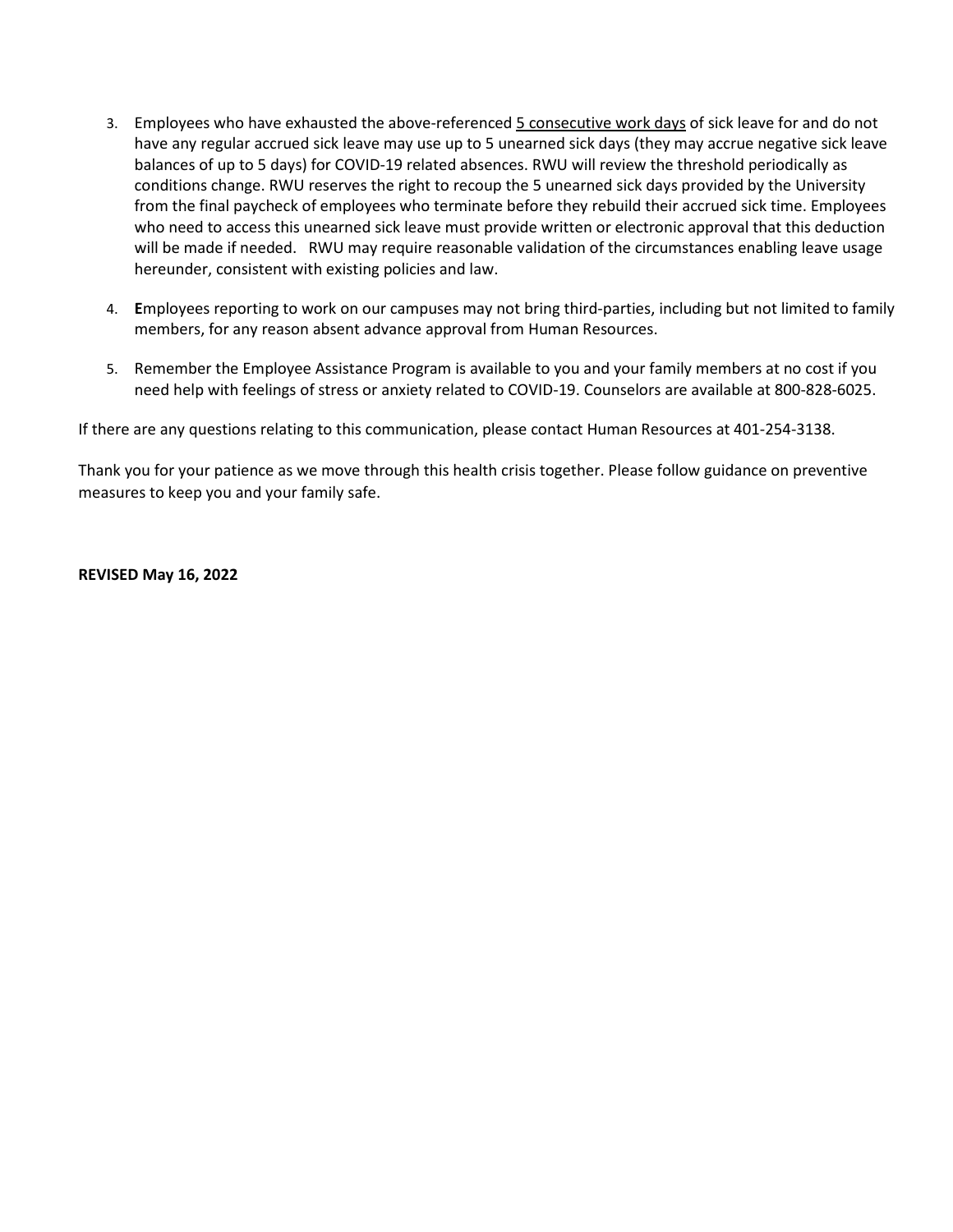3. Employees who have exhausted the above-referenced <u>5 consecutive work days</u> of sick leave for and do not have any regular accrued sick leave may use up to 5 unearned sick days (they may accrue negative sick leave balances of up to 5 days) for COVID-19 related absences. RWU will review the threshold periodically as conditions change. RWU reserves the right to recoup the 5 unearned sick days provided by the University from the final paycheck of employees who terminate before they rebuild their accrued sick time. Employees who need to access this unearned sick leave must provide written or electronic approval that this deduction will be made if needed. RWU may require reasonable validation of the circumstances enabling leave usage hereunder, consistent with existing policies and law.

4. **E**mployees reporting to work on our campuses may not bring third-parties, including but not limited to family members, for any reason absent advance approval from Human Resources.

5. Remember the Employee Assistance Program is available to you and your family members at no cost if you need help with feelings of stress or anxiety related to COVID-19. Counselors are available at 800-828-6025.

If there are any questions relating to this communication, please contact Human Resources at 401-254-3138.

Thank you for your patience as we move through this health crisis together. Please follow guidance on preventive measures to keep you and your family safe.

**REVISED May 16, 2022**